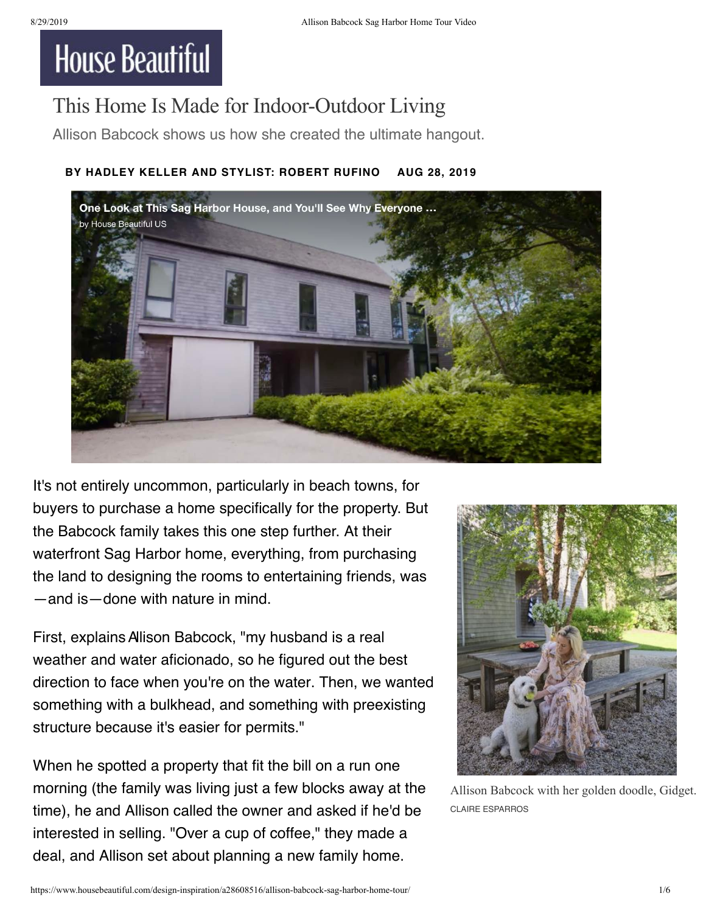# This Home Is Made for Indoor-Outdoor Living

Allison Babcock shows us how she created the ultimate hangout.

**BY HADLEY KELLER AND STYLIST: ROBERT RUFINO AUG 28, 2019**

One Look at This Sag Harbor House, and You'll See Why Everyone …
by House Beautiful US

It's not entirely uncommon, particularly in beach towns, for buyers to purchase a home specifically for the property. But the Babcock family takes this one step further. At their waterfront Sag Harbor home, everything, from purchasing the land to designing the rooms to entertaining friends, was—and is—done with nature in mind.

First, explains Allison Babcock, "my husband is a real weather and water aficionado, so he figured out the best direction to face when you're on the water. Then, we wanted something with a bulkhead, and something with preexisting structure because it's easier for permits."

Allison Babcock with her golden doodle, Gidget.
CLAIRE ESPARROS

When he spotted a property that fit the bill on a run one morning (the family was living just a few blocks away at the time), he and Allison called the owner and asked if he'd be interested in selling. "Over a cup of coffee," they made a deal, and Allison set about planning a new family home.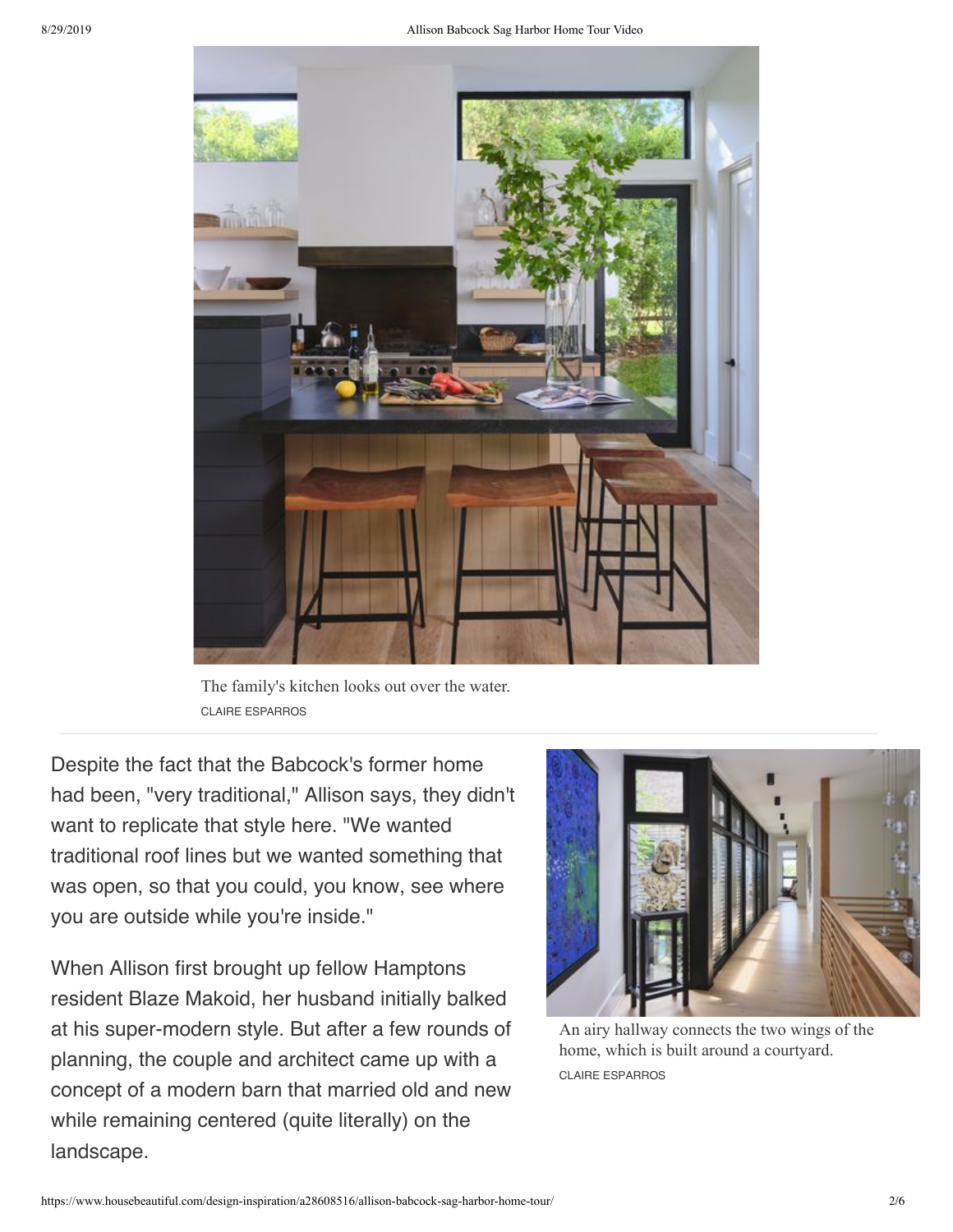The family's kitchen looks out over the water.

CLAIRE ESPARROS

Despite the fact that the Babcock's former home had been, "very traditional," Allison says, they didn't want to replicate that style here. "We wanted traditional roof lines but we wanted something that was open, so that you could, you know, see where you are outside while you're inside."

An airy hallway connects the two wings of the home, which is built around a courtyard.

CLAIRE ESPARROS

When Allison first brought up fellow Hamptons resident Blaze Makoid, her husband initially balked at his super-modern style. But after a few rounds of planning, the couple and architect came up with a concept of a modern barn that married old and new while remaining centered (quite literally) on the landscape.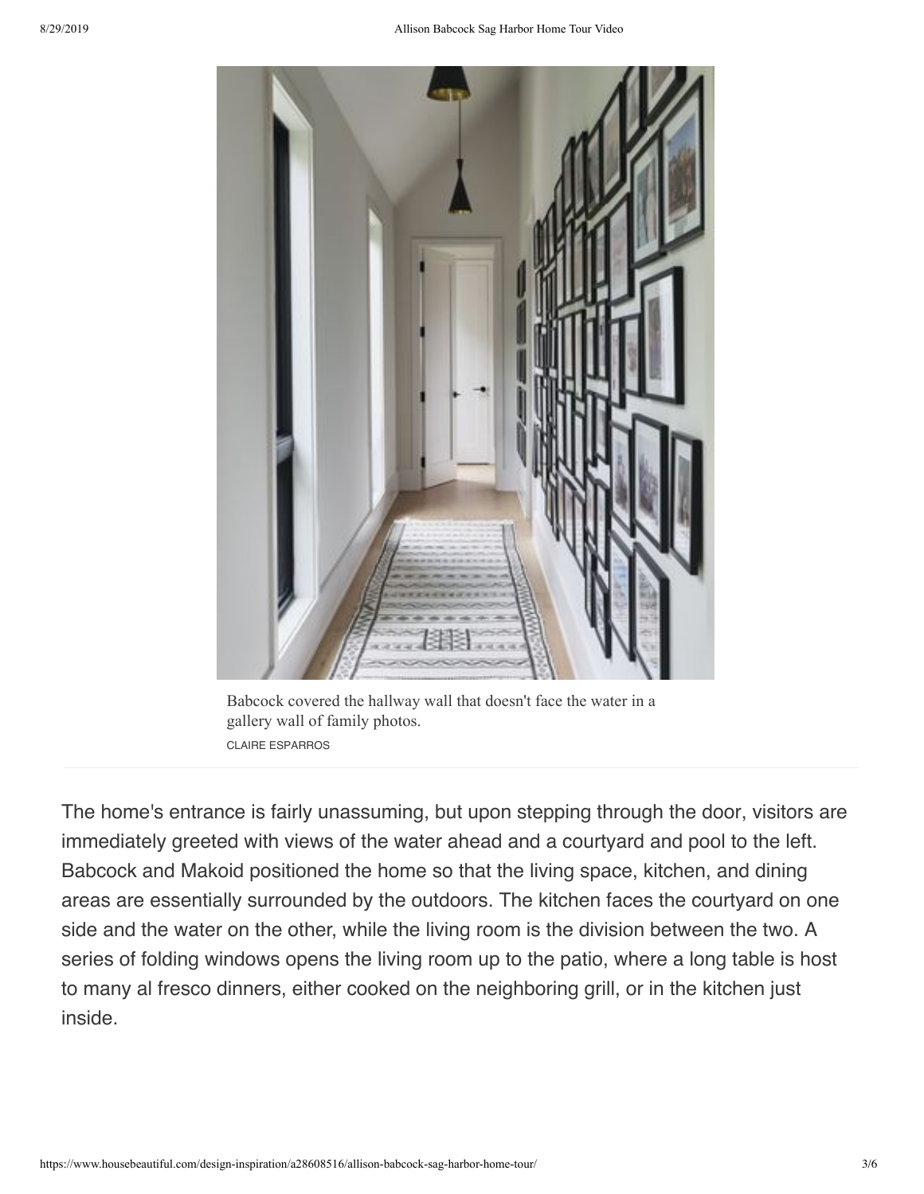Babcock covered the hallway wall that doesn't face the water in a gallery wall of family photos.
CLAIRE ESPARROS

The home's entrance is fairly unassuming, but upon stepping through the door, visitors are immediately greeted with views of the water ahead and a courtyard and pool to the left. Babcock and Makoid positioned the home so that the living space, kitchen, and dining areas are essentially surrounded by the outdoors. The kitchen faces the courtyard on one side and the water on the other, while the living room is the division between the two. A series of folding windows opens the living room up to the patio, where a long table is host to many al fresco dinners, either cooked on the neighboring grill, or in the kitchen just inside.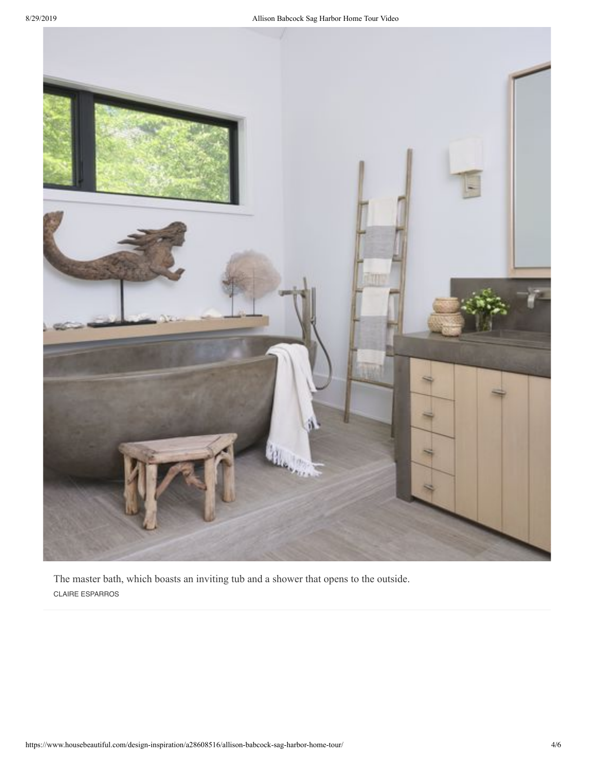The master bath, which boasts an inviting tub and a shower that opens to the outside.

CLAIRE ESPARROS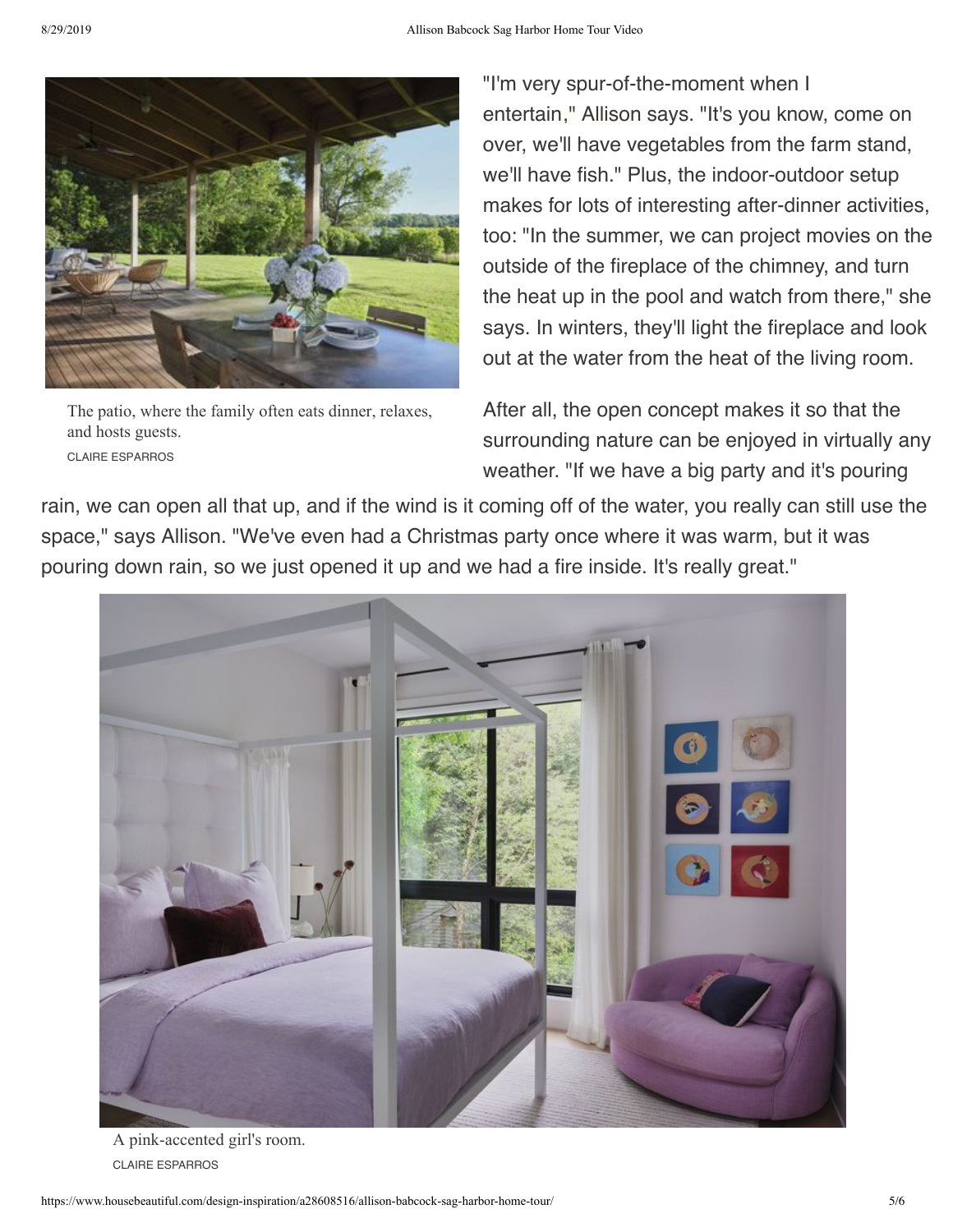The patio, where the family often eats dinner, relaxes, and hosts guests.
CLAIRE ESPARROS

"I'm very spur-of-the-moment when I entertain," Allison says. "It's you know, come on over, we'll have vegetables from the farm stand, we'll have fish." Plus, the indoor-outdoor setup makes for lots of interesting after-dinner activities, too: "In the summer, we can project movies on the outside of the fireplace of the chimney, and turn the heat up in the pool and watch from there," she says. In winters, they'll light the fireplace and look out at the water from the heat of the living room.

After all, the open concept makes it so that the surrounding nature can be enjoyed in virtually any weather. "If we have a big party and it's pouring rain, we can open all that up, and if the wind is it coming off of the water, you really can still use the space," says Allison. "We've even had a Christmas party once where it was warm, but it was pouring down rain, so we just opened it up and we had a fire inside. It's really great."

A pink-accented girl's room.
CLAIRE ESPARROS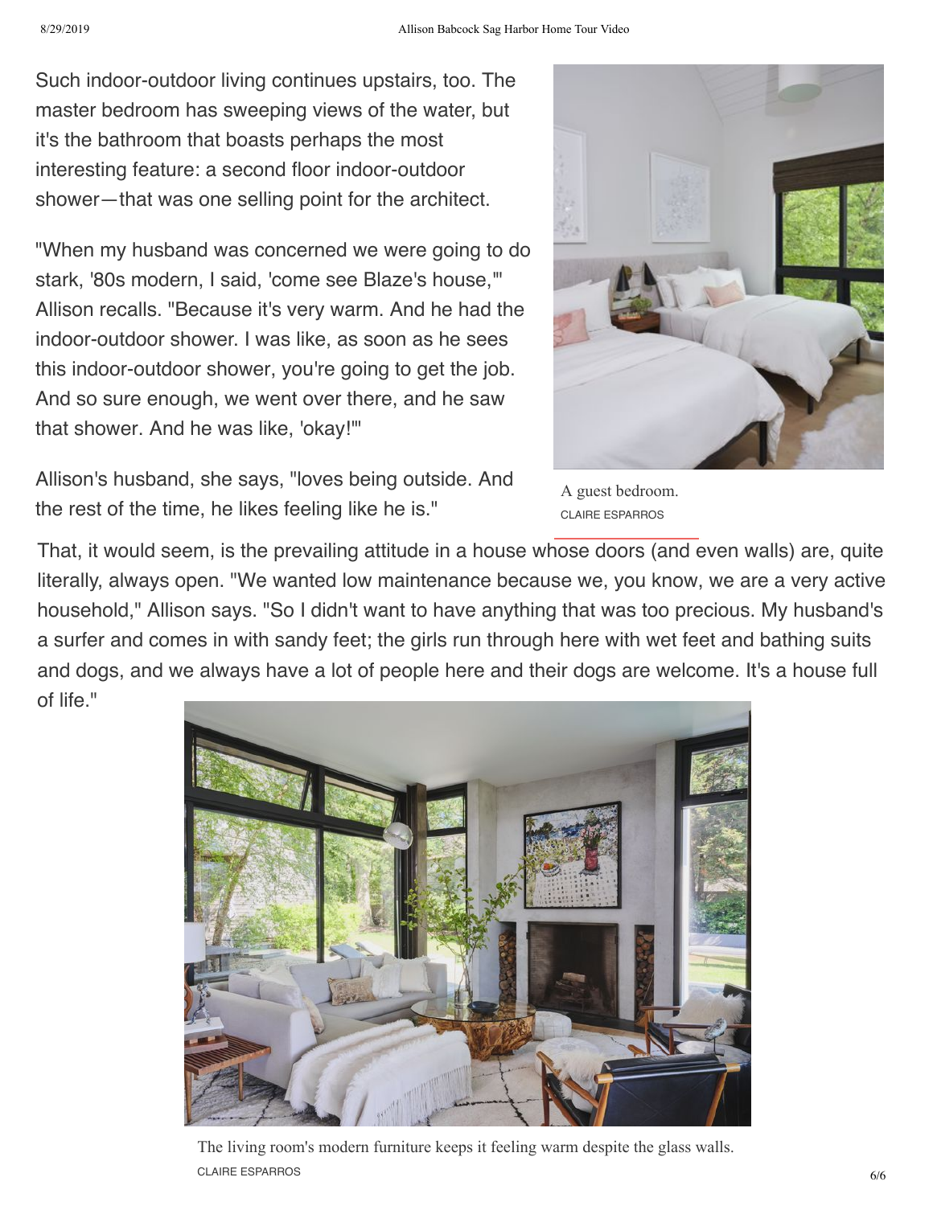Such indoor-outdoor living continues upstairs, too. The master bedroom has sweeping views of the water, but it's the bathroom that boasts perhaps the most interesting feature: a second floor indoor-outdoor shower—that was one selling point for the architect.

"When my husband was concerned we were going to do stark, '80s modern, I said, 'come see Blaze's house,'" Allison recalls. "Because it's very warm. And he had the indoor-outdoor shower. I was like, as soon as he sees this indoor-outdoor shower, you're going to get the job. And so sure enough, we went over there, and he saw that shower. And he was like, 'okay!'"

Allison's husband, she says, "loves being outside. And the rest of the time, he likes feeling like he is."

A guest bedroom.
CLAIRE ESPARROS

That, it would seem, is the prevailing attitude in a house whose doors (and even walls) are, quite literally, always open. "We wanted low maintenance because we, you know, we are a very active household," Allison says. "So I didn't want to have anything that was too precious. My husband's a surfer and comes in with sandy feet; the girls run through here with wet feet and bathing suits and dogs, and we always have a lot of people here and their dogs are welcome. It's a house full of life."

The living room's modern furniture keeps it feeling warm despite the glass walls.
CLAIRE ESPARROS